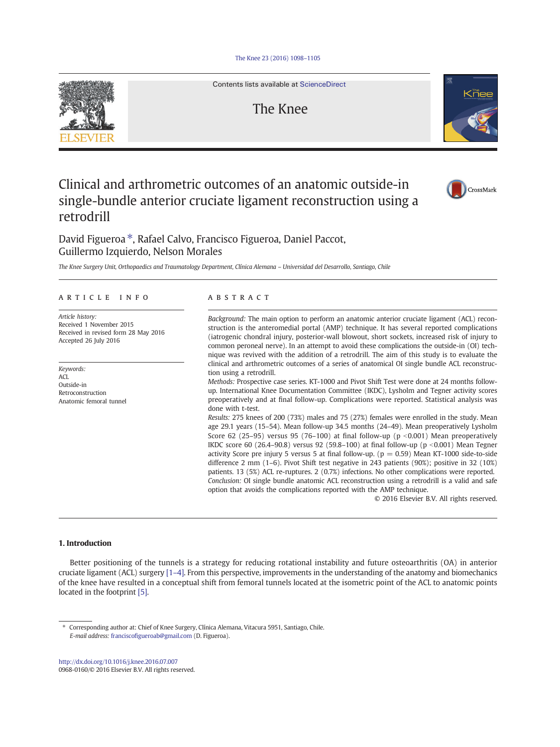# Clinical and arthrometric outcomes of an anatomic outside-in single-bundle anterior cruciate ligament reconstruction using a retrodrill

David Figueroa *, Rafael Calvo, Francisco Figueroa, Daniel Paccot, Guillermo Izquierdo, Nelson Morales

*The Knee Surgery Unit, Orthopaedics and Traumatology Department, Clínica Alemana – Universidad del Desarrollo, Santiago, Chile*

## ARTICLE INFO

*Article history:*
Received 1 November 2015
Received in revised form 28 May 2016
Accepted 26 July 2016

*Keywords:*
ACL
Outside-in
Retroconstruction
Anatomic femoral tunnel

## ABSTRACT

*Background:* The main option to perform an anatomic anterior cruciate ligament (ACL) reconstruction is the anteromedial portal (AMP) technique. It has several reported complications (iatrogenic chondral injury, posterior-wall blowout, short sockets, increased risk of injury to common peroneal nerve). In an attempt to avoid these complications the outside-in (OI) technique was revived with the addition of a retrodrill. The aim of this study is to evaluate the clinical and arthrometric outcomes of a series of anatomical OI single bundle ACL reconstruction using a retrodrill.

*Methods:* Prospective case series. KT-1000 and Pivot Shift Test were done at 24 months follow-up. International Knee Documentation Committee (IKDC), Lysholm and Tegner activity scores preoperatively and at final follow-up. Complications were reported. Statistical analysis was done with t-test.

*Results:* 275 knees of 200 (73%) males and 75 (27%) females were enrolled in the study. Mean age 29.1 years (15–54). Mean follow-up 34.5 months (24–49). Mean preoperatively Lysholm Score 62 (25–95) versus 95 (76–100) at final follow-up ($p < 0.001$) Mean preoperatively IKDC score 60 (26.4–90.8) versus 92 (59.8–100) at final follow-up ($p < 0.001$) Mean Tegner activity Score pre injury 5 versus 5 at final follow-up. ($p = 0.59$) Mean KT-1000 side-to-side difference 2 mm (1–6). Pivot Shift test negative in 243 patients (90%); positive in 32 (10%) patients. 13 (5%) ACL re-ruptures. 2 (0.7%) infections. No other complications were reported.

*Conclusion:* OI single bundle anatomic ACL reconstruction using a retrodrill is a valid and safe option that avoids the complications reported with the AMP technique.

© 2016 Elsevier B.V. All rights reserved.

## 1. Introduction

Better positioning of the tunnels is a strategy for reducing rotational instability and future osteoarthritis (OA) in anterior cruciate ligament (ACL) surgery [1–4]. From this perspective, improvements in the understanding of the anatomy and biomechanics of the knee have resulted in a conceptual shift from femoral tunnels located at the isometric point of the ACL to anatomic points located in the footprint [5].

* Corresponding author at: Chief of Knee Surgery, Clínica Alemana, Vitacura 5951, Santiago, Chile.
*E-mail address:* franciscofigueroab@gmail.com (D. Figueroa).

http://dx.doi.org/10.1016/j.knee.2016.07.007
0968-0160/© 2016 Elsevier B.V. All rights reserved.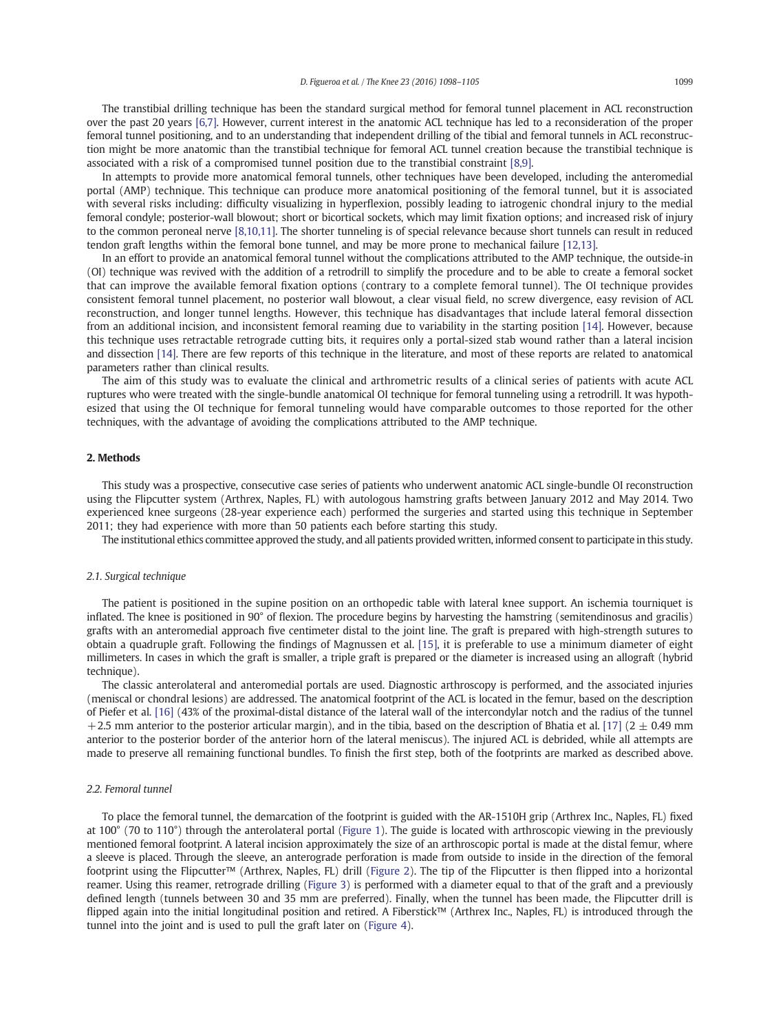The transtibial drilling technique has been the standard surgical method for femoral tunnel placement in ACL reconstruction over the past 20 years [6,7]. However, current interest in the anatomic ACL technique has led to a reconsideration of the proper femoral tunnel positioning, and to an understanding that independent drilling of the tibial and femoral tunnels in ACL reconstruction might be more anatomic than the transtibial technique for femoral ACL tunnel creation because the transtibial technique is associated with a risk of a compromised tunnel position due to the transtibial constraint [8,9].

In attempts to provide more anatomical femoral tunnels, other techniques have been developed, including the anteromedial portal (AMP) technique. This technique can produce more anatomical positioning of the femoral tunnel, but it is associated with several risks including: difficulty visualizing in hyperflexion, possibly leading to iatrogenic chondral injury to the medial femoral condyle; posterior-wall blowout; short or bicortical sockets, which may limit fixation options; and increased risk of injury to the common peroneal nerve [8,10,11]. The shorter tunneling is of special relevance because short tunnels can result in reduced tendon graft lengths within the femoral bone tunnel, and may be more prone to mechanical failure [12,13].

In an effort to provide an anatomical femoral tunnel without the complications attributed to the AMP technique, the outside-in (OI) technique was revived with the addition of a retrodrill to simplify the procedure and to be able to create a femoral socket that can improve the available femoral fixation options (contrary to a complete femoral tunnel). The OI technique provides consistent femoral tunnel placement, no posterior wall blowout, a clear visual field, no screw divergence, easy revision of ACL reconstruction, and longer tunnel lengths. However, this technique has disadvantages that include lateral femoral dissection from an additional incision, and inconsistent femoral reaming due to variability in the starting position [14]. However, because this technique uses retractable retrograde cutting bits, it requires only a portal-sized stab wound rather than a lateral incision and dissection [14]. There are few reports of this technique in the literature, and most of these reports are related to anatomical parameters rather than clinical results.

The aim of this study was to evaluate the clinical and arthrometric results of a clinical series of patients with acute ACL ruptures who were treated with the single-bundle anatomical OI technique for femoral tunneling using a retrodrill. It was hypothesized that using the OI technique for femoral tunneling would have comparable outcomes to those reported for the other techniques, with the advantage of avoiding the complications attributed to the AMP technique.

## 2. Methods

This study was a prospective, consecutive case series of patients who underwent anatomic ACL single-bundle OI reconstruction using the Flipcutter system (Arthrex, Naples, FL) with autologous hamstring grafts between January 2012 and May 2014. Two experienced knee surgeons (28-year experience each) performed the surgeries and started using this technique in September 2011; they had experience with more than 50 patients each before starting this study.

The institutional ethics committee approved the study, and all patients provided written, informed consent to participate in this study.

### 2.1. Surgical technique

The patient is positioned in the supine position on an orthopedic table with lateral knee support. An ischemia tourniquet is inflated. The knee is positioned in 90° of flexion. The procedure begins by harvesting the hamstring (semitendinosus and gracilis) grafts with an anteromedial approach five centimeter distal to the joint line. The graft is prepared with high-strength sutures to obtain a quadruple graft. Following the findings of Magnussen et al. [15], it is preferable to use a minimum diameter of eight millimeters. In cases in which the graft is smaller, a triple graft is prepared or the diameter is increased using an allograft (hybrid technique).

The classic anterolateral and anteromedial portals are used. Diagnostic arthroscopy is performed, and the associated injuries (meniscal or chondral lesions) are addressed. The anatomical footprint of the ACL is located in the femur, based on the description of Piefer et al. [16] (43% of the proximal-distal distance of the lateral wall of the intercondylar notch and the radius of the tunnel +2.5 mm anterior to the posterior articular margin), and in the tibia, based on the description of Bhatia et al. [17] ($2 \pm 0.49$ mm anterior to the posterior border of the anterior horn of the lateral meniscus). The injured ACL is debrided, while all attempts are made to preserve all remaining functional bundles. To finish the first step, both of the footprints are marked as described above.

### 2.2. Femoral tunnel

To place the femoral tunnel, the demarcation of the footprint is guided with the AR-1510H grip (Arthrex Inc., Naples, FL) fixed at 100° (70 to 110°) through the anterolateral portal (Figure 1). The guide is located with arthroscopic viewing in the previously mentioned femoral footprint. A lateral incision approximately the size of an arthroscopic portal is made at the distal femur, where a sleeve is placed. Through the sleeve, an anterograde perforation is made from outside to inside in the direction of the femoral footprint using the Flipcutter™ (Arthrex, Naples, FL) drill (Figure 2). The tip of the Flipcutter is then flipped into a horizontal reamer. Using this reamer, retrograde drilling (Figure 3) is performed with a diameter equal to that of the graft and a previously defined length (tunnels between 30 and 35 mm are preferred). Finally, when the tunnel has been made, the Flipcutter drill is flipped again into the initial longitudinal position and retired. A Fiberstick™ (Arthrex Inc., Naples, FL) is introduced through the tunnel into the joint and is used to pull the graft later on (Figure 4).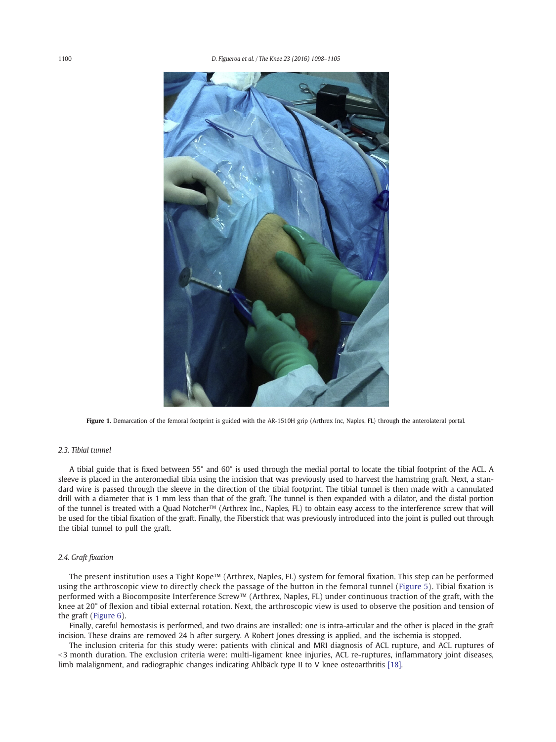**Figure 1.** Demarcation of the femoral footprint is guided with the AR-1510H grip (Arthrex Inc, Naples, FL) through the anterolateral portal.

### *2.3. Tibial tunnel*

A tibial guide that is fixed between 55° and 60° is used through the medial portal to locate the tibial footprint of the ACL. A sleeve is placed in the anteromedial tibia using the incision that was previously used to harvest the hamstring graft. Next, a standard wire is passed through the sleeve in the direction of the tibial footprint. The tibial tunnel is then made with a cannulated drill with a diameter that is 1 mm less than that of the graft. The tunnel is then expanded with a dilator, and the distal portion of the tunnel is treated with a Quad Notcher™ (Arthrex Inc., Naples, FL) to obtain easy access to the interference screw that will be used for the tibial fixation of the graft. Finally, the Fiberstick that was previously introduced into the joint is pulled out through the tibial tunnel to pull the graft.

### *2.4. Graft fixation*

The present institution uses a Tight Rope™ (Arthrex, Naples, FL) system for femoral fixation. This step can be performed using the arthroscopic view to directly check the passage of the button in the femoral tunnel (Figure 5). Tibial fixation is performed with a Biocomposite Interference Screw™ (Arthrex, Naples, FL) under continuous traction of the graft, with the knee at 20° of flexion and tibial external rotation. Next, the arthroscopic view is used to observe the position and tension of the graft (Figure 6).

Finally, careful hemostasis is performed, and two drains are installed: one is intra-articular and the other is placed in the graft incision. These drains are removed 24 h after surgery. A Robert Jones dressing is applied, and the ischemia is stopped.

The inclusion criteria for this study were: patients with clinical and MRI diagnosis of ACL rupture, and ACL ruptures of <3 month duration. The exclusion criteria were: multi-ligament knee injuries, ACL re-ruptures, inflammatory joint diseases, limb malalignment, and radiographic changes indicating Ahlbäck type II to V knee osteoarthritis [18].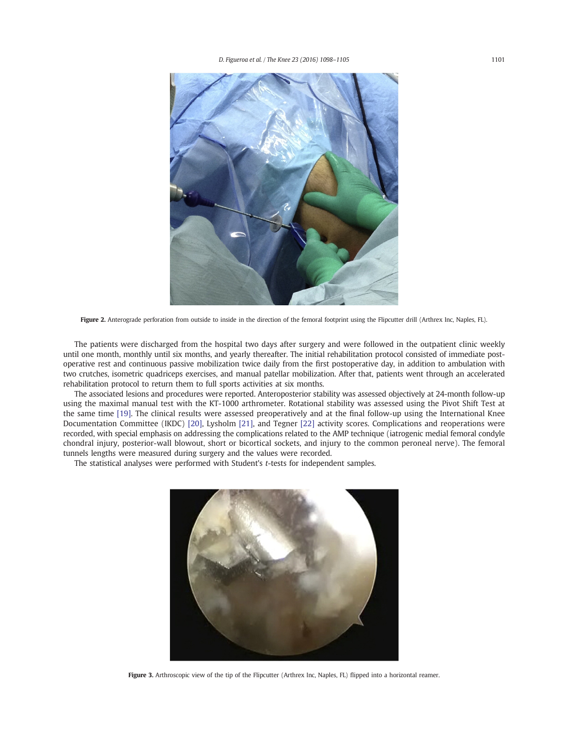Figure 2. Anterograde perforation from outside to inside in the direction of the femoral footprint using the Flipcutter drill (Arthrex Inc, Naples, FL).

The patients were discharged from the hospital two days after surgery and were followed in the outpatient clinic weekly until one month, monthly until six months, and yearly thereafter. The initial rehabilitation protocol consisted of immediate post-operative rest and continuous passive mobilization twice daily from the first postoperative day, in addition to ambulation with two crutches, isometric quadriceps exercises, and manual patellar mobilization. After that, patients went through an accelerated rehabilitation protocol to return them to full sports activities at six months.

The associated lesions and procedures were reported. Anteroposterior stability was assessed objectively at 24-month follow-up using the maximal manual test with the KT-1000 arthrometer. Rotational stability was assessed using the Pivot Shift Test at the same time [19]. The clinical results were assessed preoperatively and at the final follow-up using the International Knee Documentation Committee (IKDC) [20], Lysholm [21], and Tegner [22] activity scores. Complications and reoperations were recorded, with special emphasis on addressing the complications related to the AMP technique (iatrogenic medial femoral condyle chondral injury, posterior-wall blowout, short or bicortical sockets, and injury to the common peroneal nerve). The femoral tunnels lengths were measured during surgery and the values were recorded.

The statistical analyses were performed with Student's *t*-tests for independent samples.

Figure 3. Arthroscopic view of the tip of the Flipcutter (Arthrex Inc, Naples, FL) flipped into a horizontal reamer.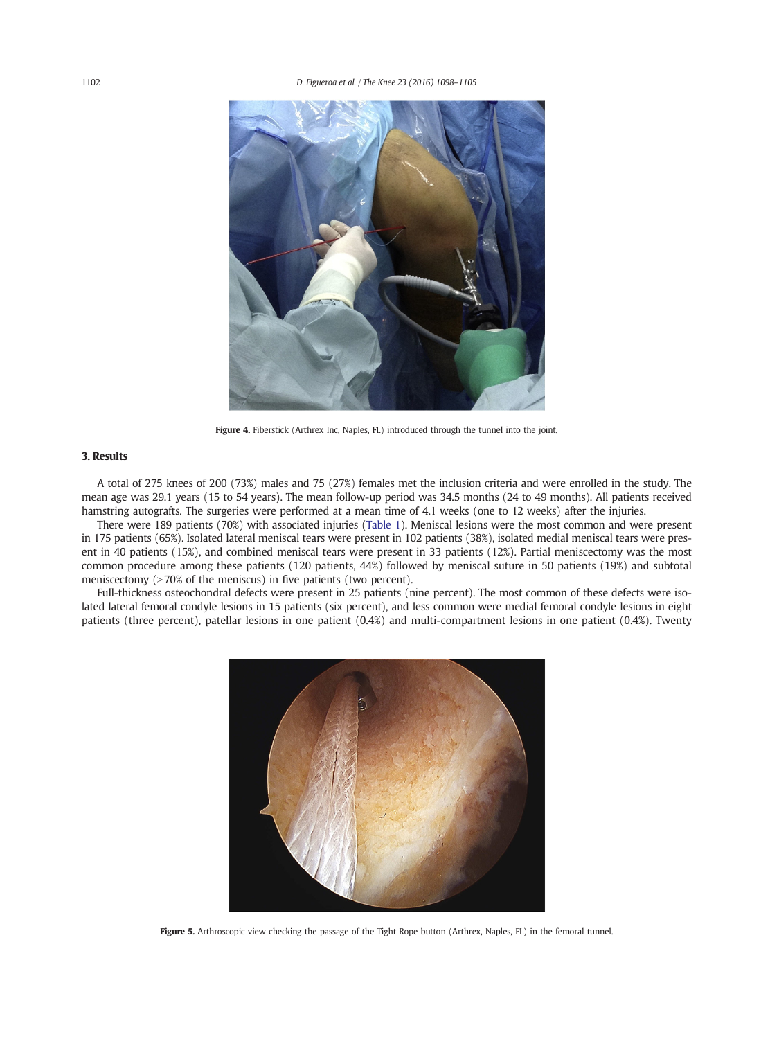Figure 4. Fiberstick (Arthrex Inc, Naples, FL) introduced through the tunnel into the joint.

## 3. Results

A total of 275 knees of 200 (73%) males and 75 (27%) females met the inclusion criteria and were enrolled in the study. The mean age was 29.1 years (15 to 54 years). The mean follow-up period was 34.5 months (24 to 49 months). All patients received hamstring autografts. The surgeries were performed at a mean time of 4.1 weeks (one to 12 weeks) after the injuries.

There were 189 patients (70%) with associated injuries (Table 1). Meniscal lesions were the most common and were present in 175 patients (65%). Isolated lateral meniscal tears were present in 102 patients (38%), isolated medial meniscal tears were present in 40 patients (15%), and combined meniscal tears were present in 33 patients (12%). Partial meniscectomy was the most common procedure among these patients (120 patients, 44%) followed by meniscal suture in 50 patients (19%) and subtotal meniscectomy (>70% of the meniscus) in five patients (two percent).

Full-thickness osteochondral defects were present in 25 patients (nine percent). The most common of these defects were isolated lateral femoral condyle lesions in 15 patients (six percent), and less common were medial femoral condyle lesions in eight patients (three percent), patellar lesions in one patient (0.4%) and multi-compartment lesions in one patient (0.4%). Twenty

Figure 5. Arthroscopic view checking the passage of the Tight Rope button (Arthrex, Naples, FL) in the femoral tunnel.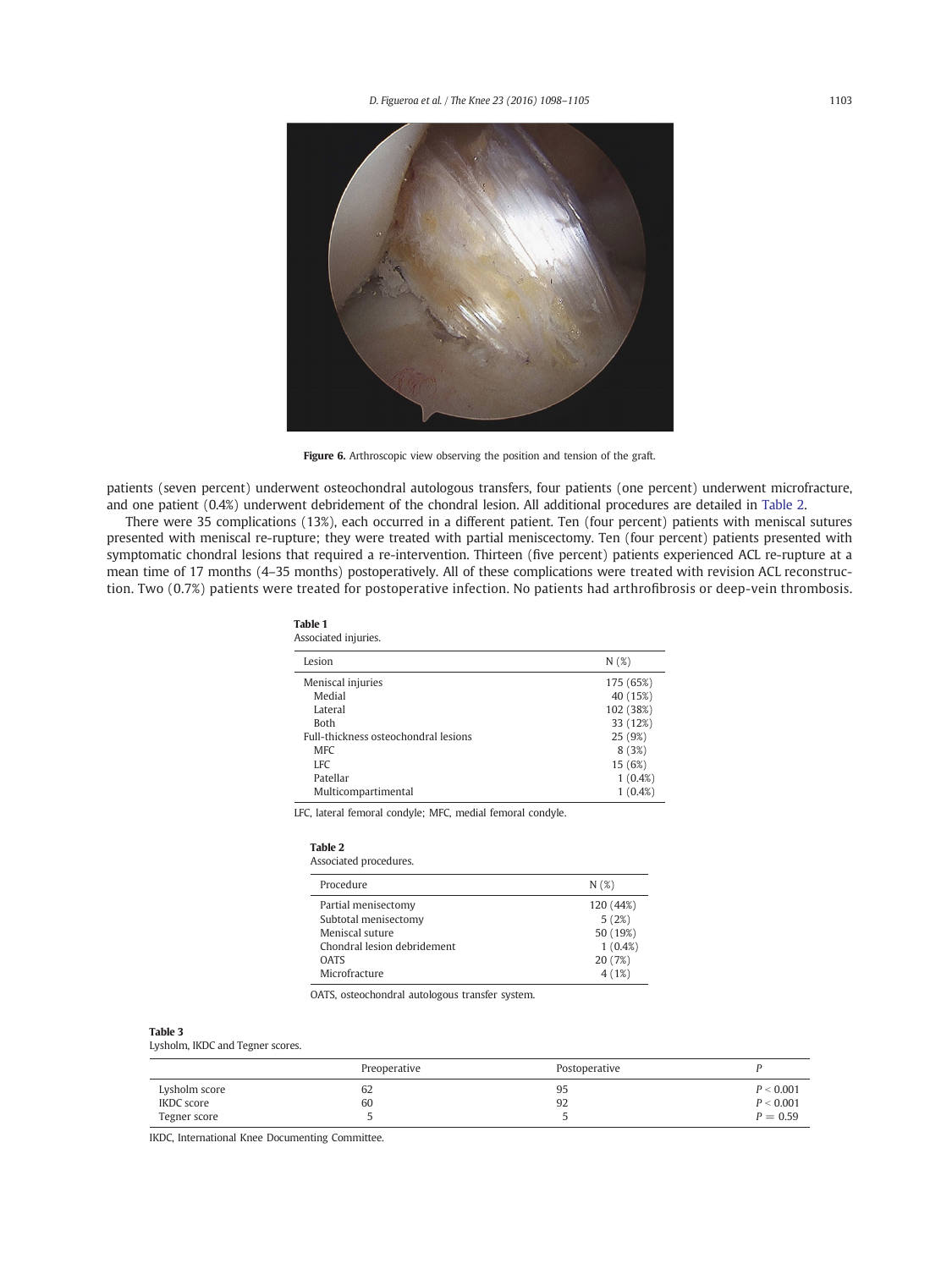Figure 6. Arthroscopic view observing the position and tension of the graft.

patients (seven percent) underwent osteochondral autologous transfers, four patients (one percent) underwent microfracture, and one patient (0.4%) underwent debridement of the chondral lesion. All additional procedures are detailed in Table 2.

There were 35 complications (13%), each occurred in a different patient. Ten (four percent) patients with meniscal sutures presented with meniscal re-rupture; they were treated with partial meniscectomy. Ten (four percent) patients presented with symptomatic chondral lesions that required a re-intervention. Thirteen (five percent) patients experienced ACL re-rupture at a mean time of 17 months (4–35 months) postoperatively. All of these complications were treated with revision ACL reconstruction. Two (0.7%) patients were treated for postoperative infection. No patients had arthrofibrosis or deep-vein thrombosis.

**Table 1**
Associated injuries.

| Lesion | N (%) |
|---|---|
| Meniscal injuries | 175 (65%) |
| Medial | 40 (15%) |
| Lateral | 102 (38%) |
| Both | 33 (12%) |
| Full-thickness osteochondral lesions | 25 (9%) |
| MFC | 8 (3%) |
| LFC | 15 (6%) |
| Patellar | 1 (0.4%) |
| Multicompartimental | 1 (0.4%) |

LFC, lateral femoral condyle; MFC, medial femoral condyle.

**Table 2**
Associated procedures.

| Procedure | N (%) |
|---|---|
| Partial menisectomy | 120 (44%) |
| Subtotal menisectomy | 5 (2%) |
| Meniscal suture | 50 (19%) |
| Chondral lesion debridement | 1 (0.4%) |
| OATS | 20 (7%) |
| Microfracture | 4 (1%) |

OATS, osteochondral autologous transfer system.

**Table 3**
Lysholm, IKDC and Tegner scores.

| | Preoperative | Postoperative | *P* |
|---|---|---|---|
| Lysholm score | 62 | 95 | $P < 0.001$ |
| IKDC score | 60 | 92 | $P < 0.001$ |
| Tegner score | 5 | 5 | $P = 0.59$ |

IKDC, International Knee Documenting Committee.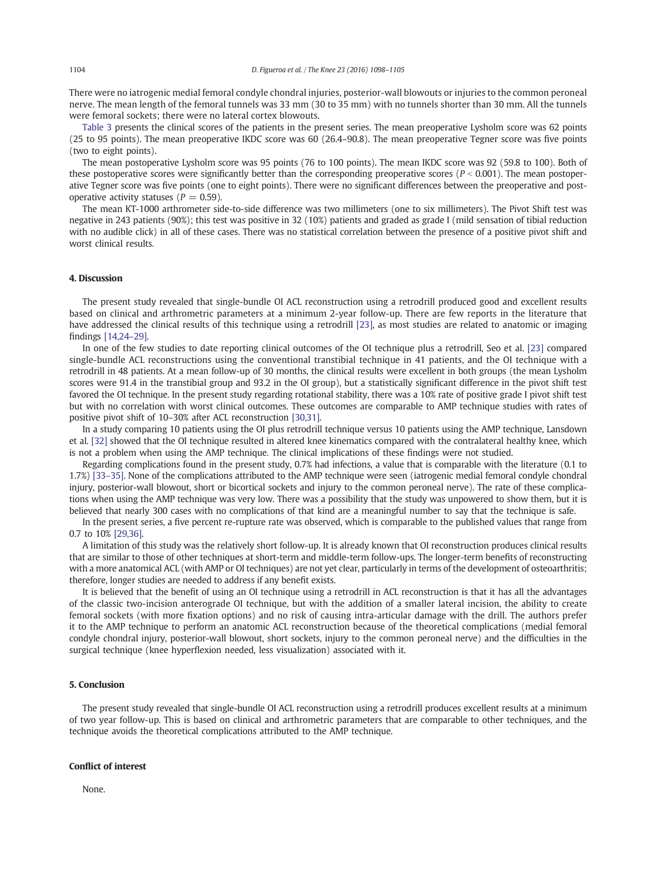There were no iatrogenic medial femoral condyle chondral injuries, posterior-wall blowouts or injuries to the common peroneal nerve. The mean length of the femoral tunnels was 33 mm (30 to 35 mm) with no tunnels shorter than 30 mm. All the tunnels were femoral sockets; there were no lateral cortex blowouts.

Table 3 presents the clinical scores of the patients in the present series. The mean preoperative Lysholm score was 62 points (25 to 95 points). The mean preoperative IKDC score was 60 (26.4–90.8). The mean preoperative Tegner score was five points (two to eight points).

The mean postoperative Lysholm score was 95 points (76 to 100 points). The mean IKDC score was 92 (59.8 to 100). Both of these postoperative scores were significantly better than the corresponding preoperative scores ($P < 0.001$). The mean postoperative Tegner score was five points (one to eight points). There were no significant differences between the preoperative and postoperative activity statuses ($P = 0.59$).

The mean KT-1000 arthrometer side-to-side difference was two millimeters (one to six millimeters). The Pivot Shift test was negative in 243 patients (90%); this test was positive in 32 (10%) patients and graded as grade I (mild sensation of tibial reduction with no audible click) in all of these cases. There was no statistical correlation between the presence of a positive pivot shift and worst clinical results.

## 4. Discussion

The present study revealed that single-bundle OI ACL reconstruction using a retrodrill produced good and excellent results based on clinical and arthrometric parameters at a minimum 2-year follow-up. There are few reports in the literature that have addressed the clinical results of this technique using a retrodrill [23], as most studies are related to anatomic or imaging findings [14,24–29].

In one of the few studies to date reporting clinical outcomes of the OI technique plus a retrodrill, Seo et al. [23] compared single-bundle ACL reconstructions using the conventional transtibial technique in 41 patients, and the OI technique with a retrodrill in 48 patients. At a mean follow-up of 30 months, the clinical results were excellent in both groups (the mean Lysholm scores were 91.4 in the transtibial group and 93.2 in the OI group), but a statistically significant difference in the pivot shift test favored the OI technique. In the present study regarding rotational stability, there was a 10% rate of positive grade I pivot shift test but with no correlation with worst clinical outcomes. These outcomes are comparable to AMP technique studies with rates of positive pivot shift of 10–30% after ACL reconstruction [30,31].

In a study comparing 10 patients using the OI plus retrodrill technique versus 10 patients using the AMP technique, Lansdown et al. [32] showed that the OI technique resulted in altered knee kinematics compared with the contralateral healthy knee, which is not a problem when using the AMP technique. The clinical implications of these findings were not studied.

Regarding complications found in the present study, 0.7% had infections, a value that is comparable with the literature (0.1 to 1.7%) [33–35]. None of the complications attributed to the AMP technique were seen (iatrogenic medial femoral condyle chondral injury, posterior-wall blowout, short or bicortical sockets and injury to the common peroneal nerve). The rate of these complications when using the AMP technique was very low. There was a possibility that the study was unpowered to show them, but it is believed that nearly 300 cases with no complications of that kind are a meaningful number to say that the technique is safe.

In the present series, a five percent re-rupture rate was observed, which is comparable to the published values that range from 0.7 to 10% [29,36].

A limitation of this study was the relatively short follow-up. It is already known that OI reconstruction produces clinical results that are similar to those of other techniques at short-term and middle-term follow-ups. The longer-term benefits of reconstructing with a more anatomical ACL (with AMP or OI techniques) are not yet clear, particularly in terms of the development of osteoarthritis; therefore, longer studies are needed to address if any benefit exists.

It is believed that the benefit of using an OI technique using a retrodrill in ACL reconstruction is that it has all the advantages of the classic two-incision anterograde OI technique, but with the addition of a smaller lateral incision, the ability to create femoral sockets (with more fixation options) and no risk of causing intra-articular damage with the drill. The authors prefer it to the AMP technique to perform an anatomic ACL reconstruction because of the theoretical complications (medial femoral condyle chondral injury, posterior-wall blowout, short sockets, injury to the common peroneal nerve) and the difficulties in the surgical technique (knee hyperflexion needed, less visualization) associated with it.

## 5. Conclusion

The present study revealed that single-bundle OI ACL reconstruction using a retrodrill produces excellent results at a minimum of two year follow-up. This is based on clinical and arthrometric parameters that are comparable to other techniques, and the technique avoids the theoretical complications attributed to the AMP technique.

## Conflict of interest

None.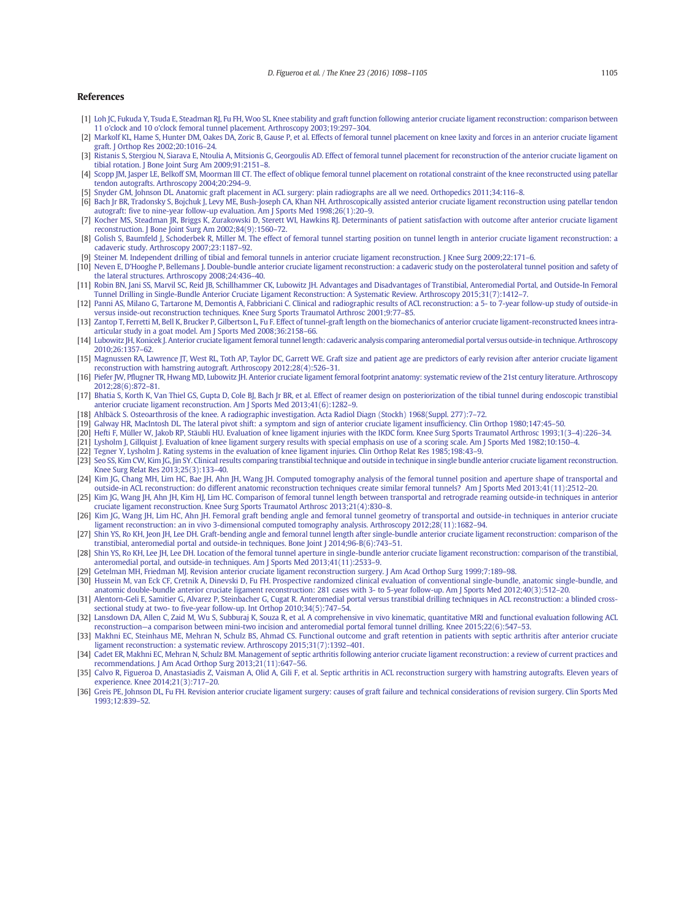## References

[1] Loh JC, Fukuda Y, Tsuda E, Steadman RJ, Fu FH, Woo SL. Knee stability and graft function following anterior cruciate ligament reconstruction: comparison between 11 o'clock and 10 o'clock femoral tunnel placement. Arthroscopy 2003;19:297–304.

[2] Markolf KL, Hame S, Hunter DM, Oakes DA, Zoric B, Gause P, et al. Effects of femoral tunnel placement on knee laxity and forces in an anterior cruciate ligament graft. J Orthop Res 2002;20:1016–24.

[3] Ristanis S, Stergiou N, Siarava E, Ntoulia A, Mitsionis G, Georgoulis AD. Effect of femoral tunnel placement for reconstruction of the anterior cruciate ligament on tibial rotation. J Bone Joint Surg Am 2009;91:2151–8.

[4] Scopp JM, Jasper LE, Belkoff SM, Moorman III CT. The effect of oblique femoral tunnel placement on rotational constraint of the knee reconstructed using patellar tendon autografts. Arthroscopy 2004;20:294–9.

[5] Snyder GM, Johnson DL. Anatomic graft placement in ACL surgery: plain radiographs are all we need. Orthopedics 2011;34:116–8.

[6] Bach Jr BR, Tradonsky S, Bojchuk J, Levy ME, Bush-Joseph CA, Khan NH. Arthroscopically assisted anterior cruciate ligament reconstruction using patellar tendon autograft: five to nine-year follow-up evaluation. Am J Sports Med 1998;26(1):20–9.

[7] Kocher MS, Steadman JR, Briggs K, Zurakowski D, Sterett WI, Hawkins RJ. Determinants of patient satisfaction with outcome after anterior cruciate ligament reconstruction. J Bone Joint Surg Am 2002;84(9):1560–72.

[8] Golish S, Baumfeld J, Schoderbek R, Miller M. The effect of femoral tunnel starting position on tunnel length in anterior cruciate ligament reconstruction: a cadaveric study. Arthroscopy 2007;23:1187–92.

[9] Steiner M. Independent drilling of tibial and femoral tunnels in anterior cruciate ligament reconstruction. J Knee Surg 2009;22:171–6.

[10] Neven E, D'Hooghe P, Bellemans J. Double-bundle anterior cruciate ligament reconstruction: a cadaveric study on the posterolateral tunnel position and safety of the lateral structures. Arthroscopy 2008;24:436–40.

[11] Robin BN, Jani SS, Marvil SC, Reid JB, Schillhammer CK, Lubowitz JH. Advantages and Disadvantages of Transtibial, Anteromedial Portal, and Outside-In Femoral Tunnel Drilling in Single-Bundle Anterior Cruciate Ligament Reconstruction: A Systematic Review. Arthroscopy 2015;31(7):1412–7.

[12] Panni AS, Milano G, Tartarone M, Demontis A, Fabbriciani C. Clinical and radiographic results of ACL reconstruction: a 5- to 7-year follow-up study of outside-in versus inside-out reconstruction techniques. Knee Surg Sports Traumatol Arthrosc 2001;9:77–85.

[13] Zantop T, Ferretti M, Bell K, Brucker P, Gilbertson L, Fu F. Effect of tunnel-graft length on the biomechanics of anterior cruciate ligament-reconstructed knees intra-articular study in a goat model. Am J Sports Med 2008;36:2158–66.

[14] Lubowitz JH, Konicek J. Anterior cruciate ligament femoral tunnel length: cadaveric analysis comparing anteromedial portal versus outside-in technique. Arthroscopy 2010;26:1357–62.

[15] Magnussen RA, Lawrence JT, West RL, Toth AP, Taylor DC, Garrett WE. Graft size and patient age are predictors of early revision after anterior cruciate ligament reconstruction with hamstring autograft. Arthroscopy 2012;28(4):526–31.

[16] Piefer JW, Pflugner TR, Hwang MD, Lubowitz JH. Anterior cruciate ligament femoral footprint anatomy: systematic review of the 21st century literature. Arthroscopy 2012;28(6):872–81.

[17] Bhatia S, Korth K, Van Thiel GS, Gupta D, Cole BJ, Bach Jr BR, et al. Effect of reamer design on posteriorization of the tibial tunnel during endoscopic transtibial anterior cruciate ligament reconstruction. Am J Sports Med 2013;41(6):1282–9.

[18] Ahlbäck S. Osteoarthrosis of the knee. A radiographic investigation. Acta Radiol Diagn (Stockh) 1968(Suppl. 277):7–72.

[19] Galway HR, MacIntosh DL. The lateral pivot shift: a symptom and sign of anterior cruciate ligament insufficiency. Clin Orthop 1980;147:45–50.

[20] Hefti F, Müller W, Jakob RP, Stäubli HU. Evaluation of knee ligament injuries with the IKDC form. Knee Surg Sports Traumatol Arthrosc 1993;1(3–4):226–34.

[21] Lysholm J, Gillquist J. Evaluation of knee ligament surgery results with special emphasis on use of a scoring scale. Am J Sports Med 1982;10:150–4.

[22] Tegner Y, Lysholm J. Rating systems in the evaluation of knee ligament injuries. Clin Orthop Relat Res 1985;198:43–9.

[23] Seo SS, Kim CW, Kim JG, Jin SY. Clinical results comparing transtibial technique and outside in technique in single bundle anterior cruciate ligament reconstruction. Knee Surg Relat Res 2013;25(3):133–40.

[24] Kim JG, Chang MH, Lim HC, Bae JH, Ahn JH, Wang JH. Computed tomography analysis of the femoral tunnel position and aperture shape of transportal and outside-in ACL reconstruction: do different anatomic reconstruction techniques create similar femoral tunnels? Am J Sports Med 2013;41(11):2512–20.

[25] Kim JG, Wang JH, Ahn JH, Kim HJ, Lim HC. Comparison of femoral tunnel length between transportal and retrograde reaming outside-in techniques in anterior cruciate ligament reconstruction. Knee Surg Sports Traumatol Arthrosc 2013;21(4):830–8.

[26] Kim JG, Wang JH, Lim HC, Ahn JH. Femoral graft bending angle and femoral tunnel geometry of transportal and outside-in techniques in anterior cruciate ligament reconstruction: an in vivo 3-dimensional computed tomography analysis. Arthroscopy 2012;28(11):1682–94.

[27] Shin YS, Ro KH, Jeon JH, Lee DH. Graft-bending angle and femoral tunnel length after single-bundle anterior cruciate ligament reconstruction: comparison of the transtibial, anteromedial portal and outside-in techniques. Bone Joint J 2014;96-B(6):743–51.

[28] Shin YS, Ro KH, Lee JH, Lee DH. Location of the femoral tunnel aperture in single-bundle anterior cruciate ligament reconstruction: comparison of the transtibial, anteromedial portal, and outside-in techniques. Am J Sports Med 2013;41(11):2533–9.

[29] Getelman MH, Friedman MJ. Revision anterior cruciate ligament reconstruction surgery. J Am Acad Orthop Surg 1999;7:189–98.

[30] Hussein M, van Eck CF, Cretnik A, Dinevski D, Fu FH. Prospective randomized clinical evaluation of conventional single-bundle, anatomic single-bundle, and anatomic double-bundle anterior cruciate ligament reconstruction: 281 cases with 3- to 5-year follow-up. Am J Sports Med 2012;40(3):512–20.

[31] Alentorn-Geli E, Samitier G, Alvarez P, Steinbacher G, Cugat R. Anteromedial portal versus transtibial drilling techniques in ACL reconstruction: a blinded cross-sectional study at two- to five-year follow-up. Int Orthop 2010;34(5):747–54.

[32] Lansdown DA, Allen C, Zaid M, Wu S, Subburaj K, Souza R, et al. A comprehensive in vivo kinematic, quantitative MRI and functional evaluation following ACL reconstruction—a comparison between mini-two incision and anteromedial portal femoral tunnel drilling. Knee 2015;22(6):547–53.

[33] Makhni EC, Steinhaus ME, Mehran N, Schulz BS, Ahmad CS. Functional outcome and graft retention in patients with septic arthritis after anterior cruciate ligament reconstruction: a systematic review. Arthroscopy 2015;31(7):1392–401.

[34] Cadet ER, Makhni EC, Mehran N, Schulz BM. Management of septic arthritis following anterior cruciate ligament reconstruction: a review of current practices and recommendations. J Am Acad Orthop Surg 2013;21(11):647–56.

[35] Calvo R, Figueroa D, Anastasiadis Z, Vaisman A, Olid A, Gili F, et al. Septic arthritis in ACL reconstruction surgery with hamstring autografts. Eleven years of experience. Knee 2014;21(3):717–20.

[36] Greis PE, Johnson DL, Fu FH. Revision anterior cruciate ligament surgery: causes of graft failure and technical considerations of revision surgery. Clin Sports Med 1993;12:839–52.